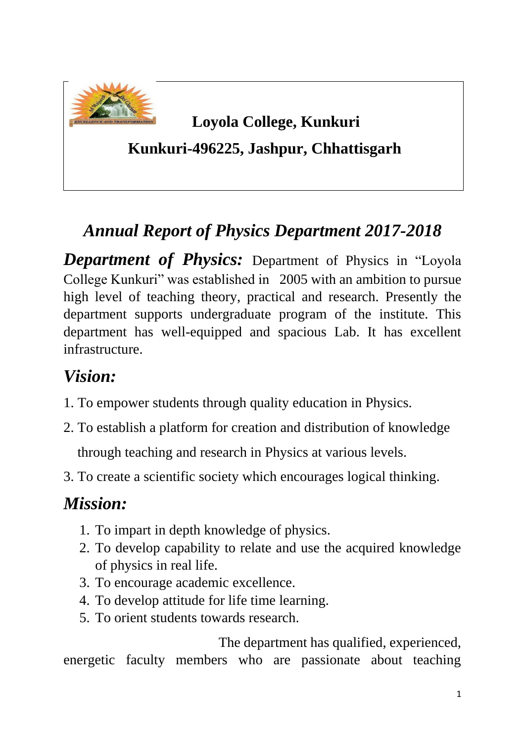**Loyola College, Kunkuri**

**Kunkuri-496225, Jashpur, Chhattisgarh**

# *Annual Report of Physics Department 2017-2018*

***Department of Physics:*** Department of Physics in "Loyola College Kunkuri" was established in 2005 with an ambition to pursue high level of teaching theory, practical and research. Presently the department supports undergraduate program of the institute. This department has well-equipped and spacious Lab. It has excellent infrastructure.

## *Vision:*

1. To empower students through quality education in Physics.
2. To establish a platform for creation and distribution of knowledge through teaching and research in Physics at various levels.
3. To create a scientific society which encourages logical thinking.

## *Mission:*

1. To impart in depth knowledge of physics.
2. To develop capability to relate and use the acquired knowledge of physics in real life.
3. To encourage academic excellence.
4. To develop attitude for life time learning.
5. To orient students towards research.

The department has qualified, experienced, energetic faculty members who are passionate about teaching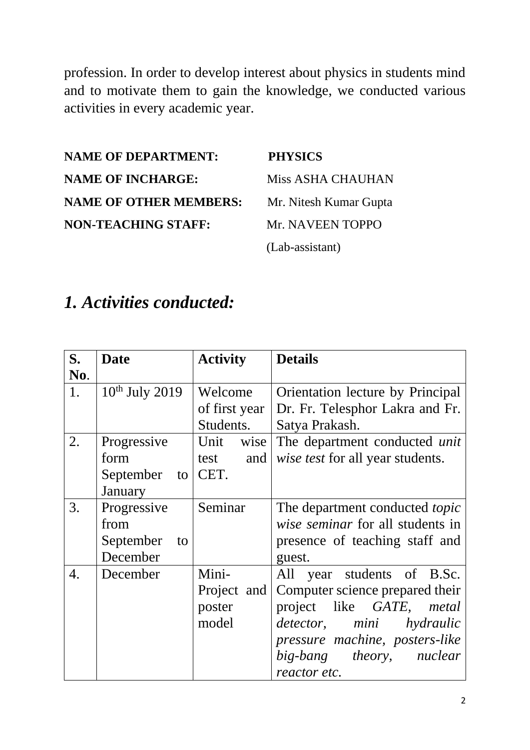profession. In order to develop interest about physics in students mind and to motivate them to gain the knowledge, we conducted various activities in every academic year.

**NAME OF DEPARTMENT:** **PHYSICS**

**NAME OF INCHARGE:** Miss ASHA CHAUHAN

**NAME OF OTHER MEMBERS:** Mr. Nitesh Kumar Gupta

**NON-TEACHING STAFF:** Mr. NAVEEN TOPPO (Lab-assistant)

## *1. Activities conducted:*

| S. No. | Date | Activity | Details |
|---|---|---|---|
| 1. | 10th July 2019 | Welcome of first year Students. | Orientation lecture by Principal Dr. Fr. Telesphor Lakra and Fr. Satya Prakash. |
| 2. | Progressive form September to January | Unit wise test and CET. | The department conducted *unit wise test* for all year students. |
| 3. | Progressive from September to December | Seminar | The department conducted *topic wise seminar* for all students in presence of teaching staff and guest. |
| 4. | December | Mini-Project and poster model | All year students of B.Sc. Computer science prepared their project like *GATE, metal detector, mini hydraulic pressure machine, posters-like big-bang theory, nuclear reactor etc.* |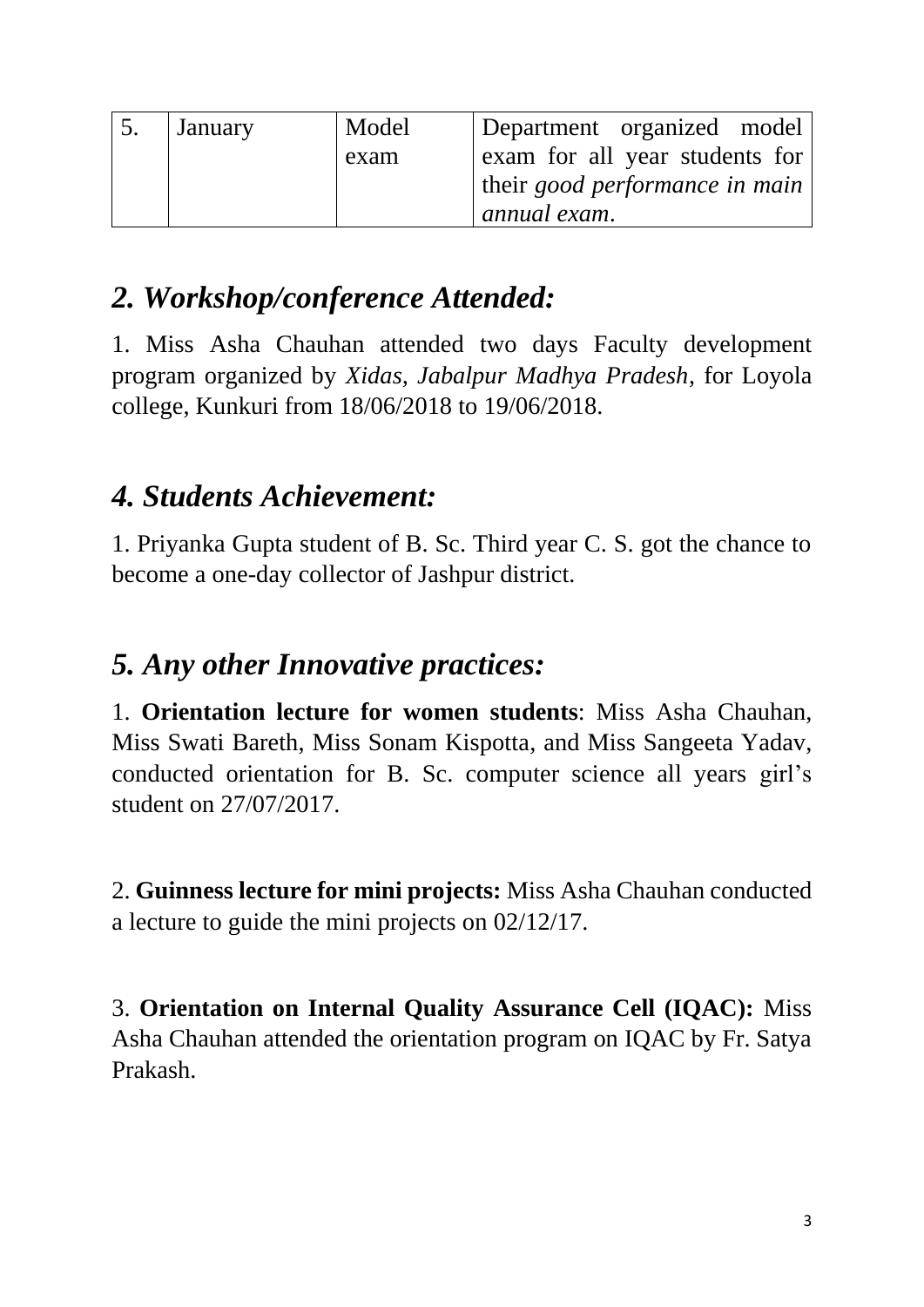| 5. | January | Model exam | Department organized model exam for all year students for their *good performance in main annual exam*. |
|---|---|---|---|

## *2. Workshop/conference Attended:*

1. Miss Asha Chauhan attended two days Faculty development program organized by *Xidas, Jabalpur Madhya Pradesh*, for Loyola college, Kunkuri from 18/06/2018 to 19/06/2018.

## *4. Students Achievement:*

1. Priyanka Gupta student of B. Sc. Third year C. S. got the chance to become a one-day collector of Jashpur district.

## *5. Any other Innovative practices:*

1. **Orientation lecture for women students**: Miss Asha Chauhan, Miss Swati Bareth, Miss Sonam Kispotta, and Miss Sangeeta Yadav, conducted orientation for B. Sc. computer science all years girl's student on 27/07/2017.

2. **Guinness lecture for mini projects:** Miss Asha Chauhan conducted a lecture to guide the mini projects on 02/12/17.

3. **Orientation on Internal Quality Assurance Cell (IQAC):** Miss Asha Chauhan attended the orientation program on IQAC by Fr. Satya Prakash.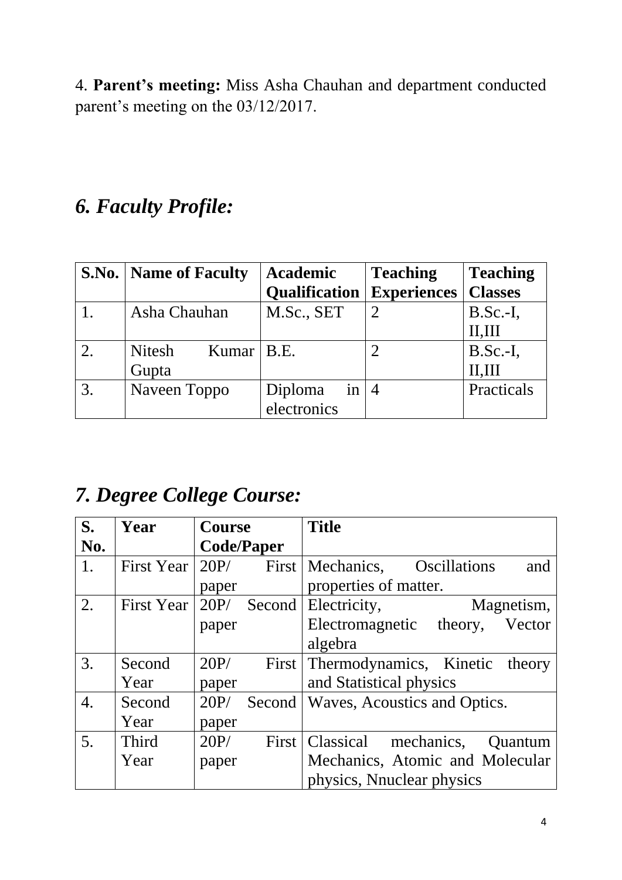4. **Parent's meeting:** Miss Asha Chauhan and department conducted parent's meeting on the 03/12/2017.

## *6. Faculty Profile:*

| S.No. | Name of Faculty | Academic Qualification | Teaching Experiences | Teaching Classes |
|---|---|---|---|---|
| 1. | Asha Chauhan | M.Sc., SET | 2 | B.Sc.-I, II,III |
| 2. | Nitesh Kumar Gupta | B.E. | 2 | B.Sc.-I, II,III |
| 3. | Naveen Toppo | Diploma in electronics | 4 | Practicals |

## *7. Degree College Course:*

| S. No. | Year | Course Code/Paper | Title |
|---|---|---|---|
| 1. | First Year | 20P/ First paper | Mechanics, Oscillations and properties of matter. |
| 2. | First Year | 20P/ Second paper | Electricity, Magnetism, Electromagnetic theory, Vector algebra |
| 3. | Second Year | 20P/ First paper | Thermodynamics, Kinetic theory and Statistical physics |
| 4. | Second Year | 20P/ Second paper | Waves, Acoustics and Optics. |
| 5. | Third Year | 20P/ First paper | Classical mechanics, Quantum Mechanics, Atomic and Molecular physics, Nnuclear physics |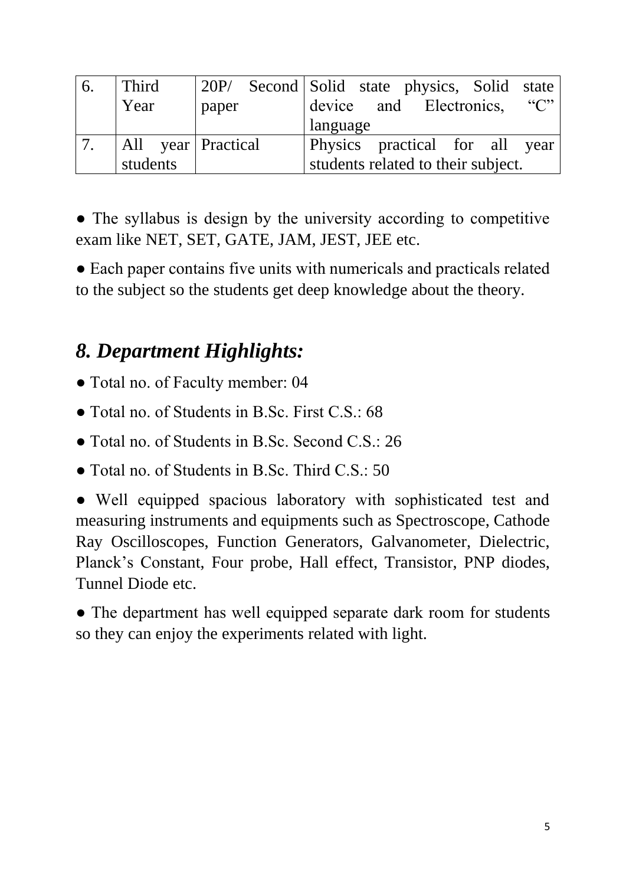| 6. | Third Year | 20P/ Second paper | Solid state physics, Solid state device and Electronics, "C" language |
|---|---|---|---|
| 7. | All year students | Practical | Physics practical for all year students related to their subject. |

● The syllabus is design by the university according to competitive exam like NET, SET, GATE, JAM, JEST, JEE etc.

● Each paper contains five units with numericals and practicals related to the subject so the students get deep knowledge about the theory.

## *8. Department Highlights:*

● Total no. of Faculty member: 04

● Total no. of Students in B.Sc. First C.S.: 68

● Total no. of Students in B.Sc. Second C.S.: 26

● Total no. of Students in B.Sc. Third C.S.: 50

● Well equipped spacious laboratory with sophisticated test and measuring instruments and equipments such as Spectroscope, Cathode Ray Oscilloscopes, Function Generators, Galvanometer, Dielectric, Planck's Constant, Four probe, Hall effect, Transistor, PNP diodes, Tunnel Diode etc.

● The department has well equipped separate dark room for students so they can enjoy the experiments related with light.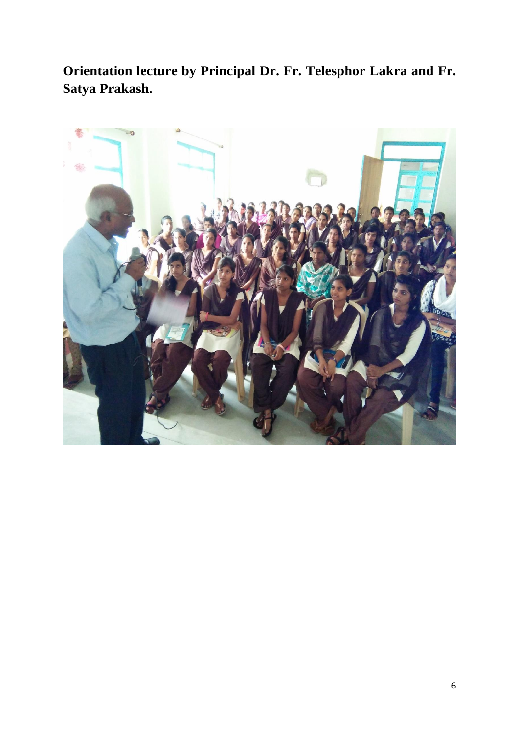**Orientation lecture by Principal Dr. Fr. Telesphor Lakra and Fr. Satya Prakash.**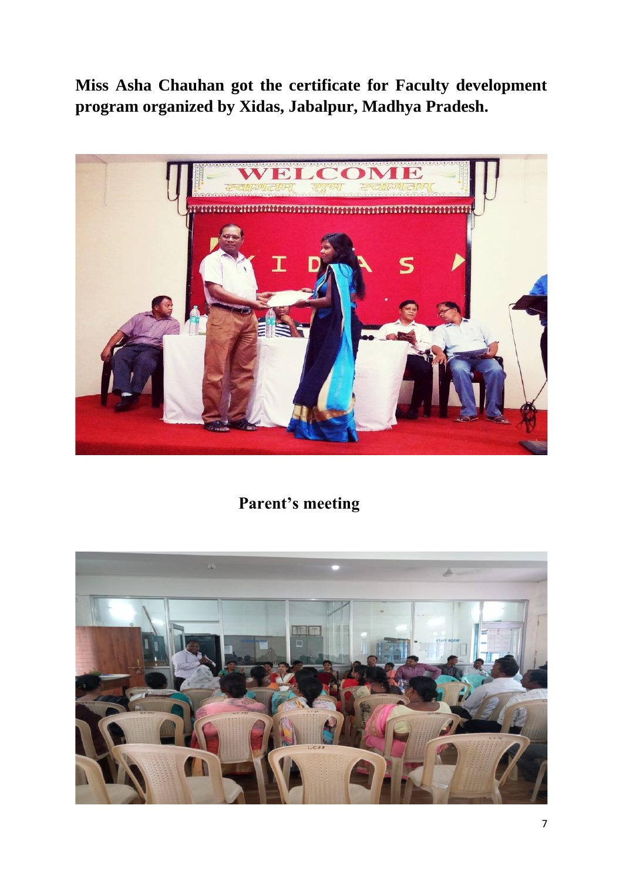**Miss Asha Chauhan got the certificate for Faculty development program organized by Xidas, Jabalpur, Madhya Pradesh.**

**Parent's meeting**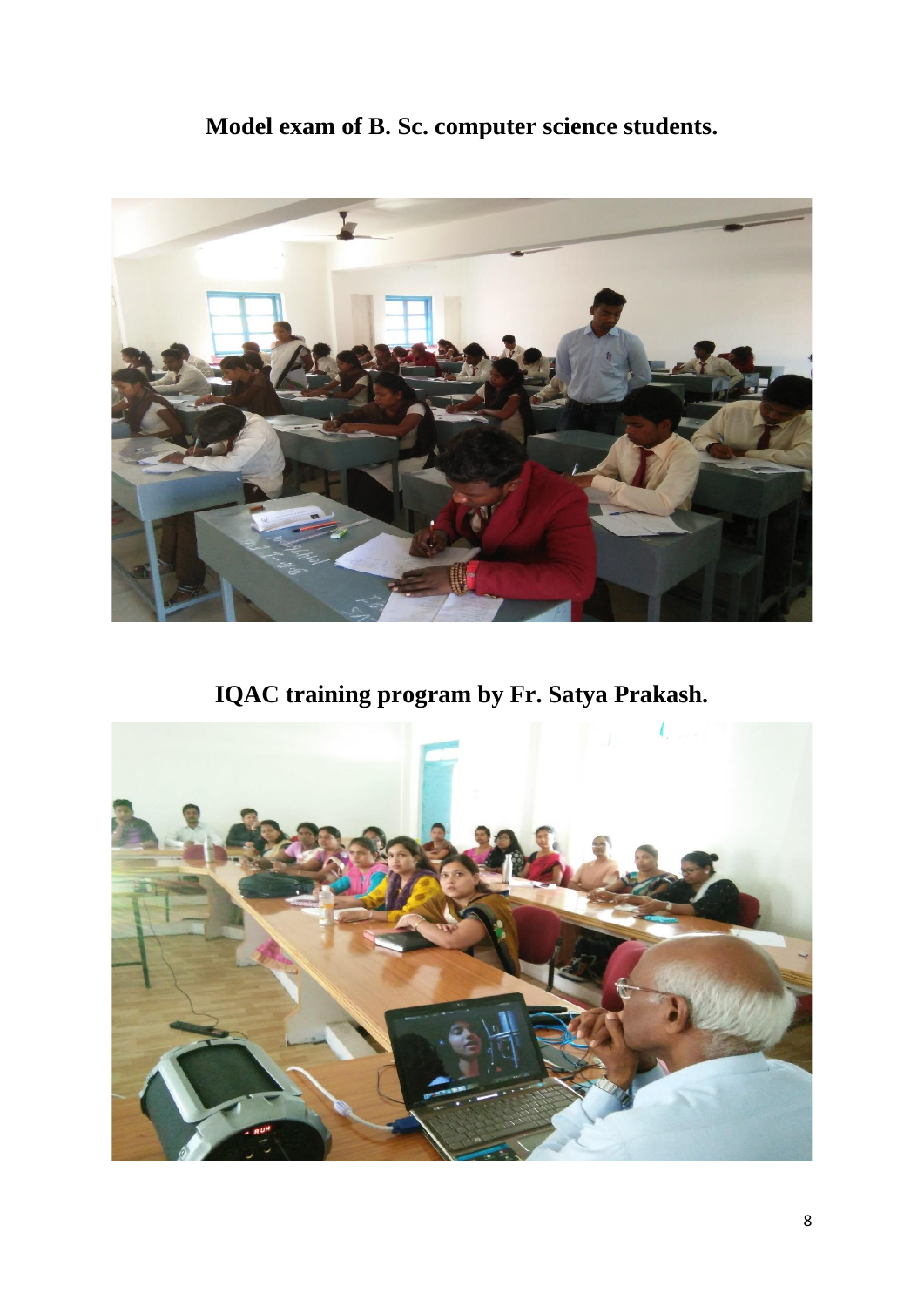**Model exam of B. Sc. computer science students.**

**IQAC training program by Fr. Satya Prakash.**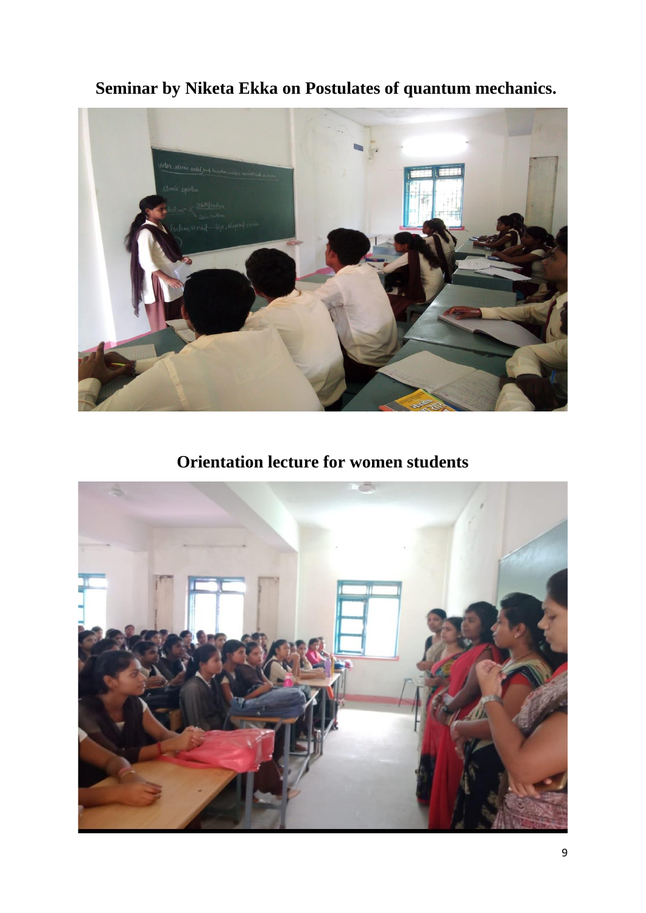**Seminar by Niketa Ekka on Postulates of quantum mechanics.**

**Orientation lecture for women students**